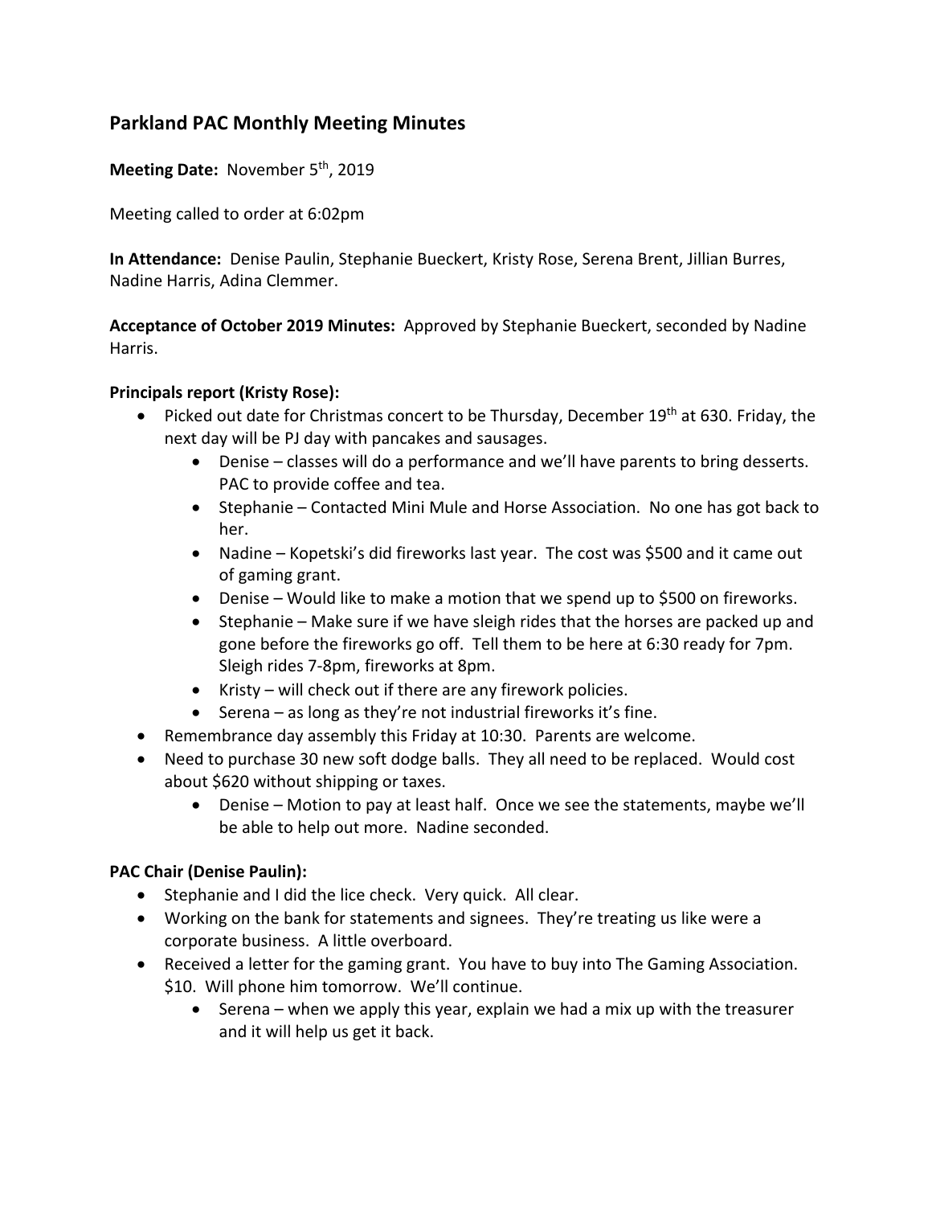## Parkland PAC Monthly Meeting Minutes

**Meeting Date:** November 5th, 2019

Meeting called to order at 6:02pm

**In Attendance:** Denise Paulin, Stephanie Bueckert, Kristy Rose, Serena Brent, Jillian Burres, Nadine Harris, Adina Clemmer.

**Acceptance of October 2019 Minutes:** Approved by Stephanie Bueckert, seconded by Nadine Harris.

**Principals report (Kristy Rose):**

- Picked out date for Christmas concert to be Thursday, December 19th at 630. Friday, the next day will be PJ day with pancakes and sausages.
  - Denise – classes will do a performance and we'll have parents to bring desserts. PAC to provide coffee and tea.
  - Stephanie – Contacted Mini Mule and Horse Association. No one has got back to her.
  - Nadine – Kopetski's did fireworks last year. The cost was $500 and it came out of gaming grant.
  - Denise – Would like to make a motion that we spend up to $500 on fireworks.
  - Stephanie – Make sure if we have sleigh rides that the horses are packed up and gone before the fireworks go off. Tell them to be here at 6:30 ready for 7pm. Sleigh rides 7-8pm, fireworks at 8pm.
  - Kristy – will check out if there are any firework policies.
  - Serena – as long as they're not industrial fireworks it's fine.
- Remembrance day assembly this Friday at 10:30. Parents are welcome.
- Need to purchase 30 new soft dodge balls. They all need to be replaced. Would cost about $620 without shipping or taxes.
  - Denise – Motion to pay at least half. Once we see the statements, maybe we'll be able to help out more. Nadine seconded.

**PAC Chair (Denise Paulin):**

- Stephanie and I did the lice check. Very quick. All clear.
- Working on the bank for statements and signees. They're treating us like were a corporate business. A little overboard.
- Received a letter for the gaming grant. You have to buy into The Gaming Association. $10. Will phone him tomorrow. We'll continue.
  - Serena – when we apply this year, explain we had a mix up with the treasurer and it will help us get it back.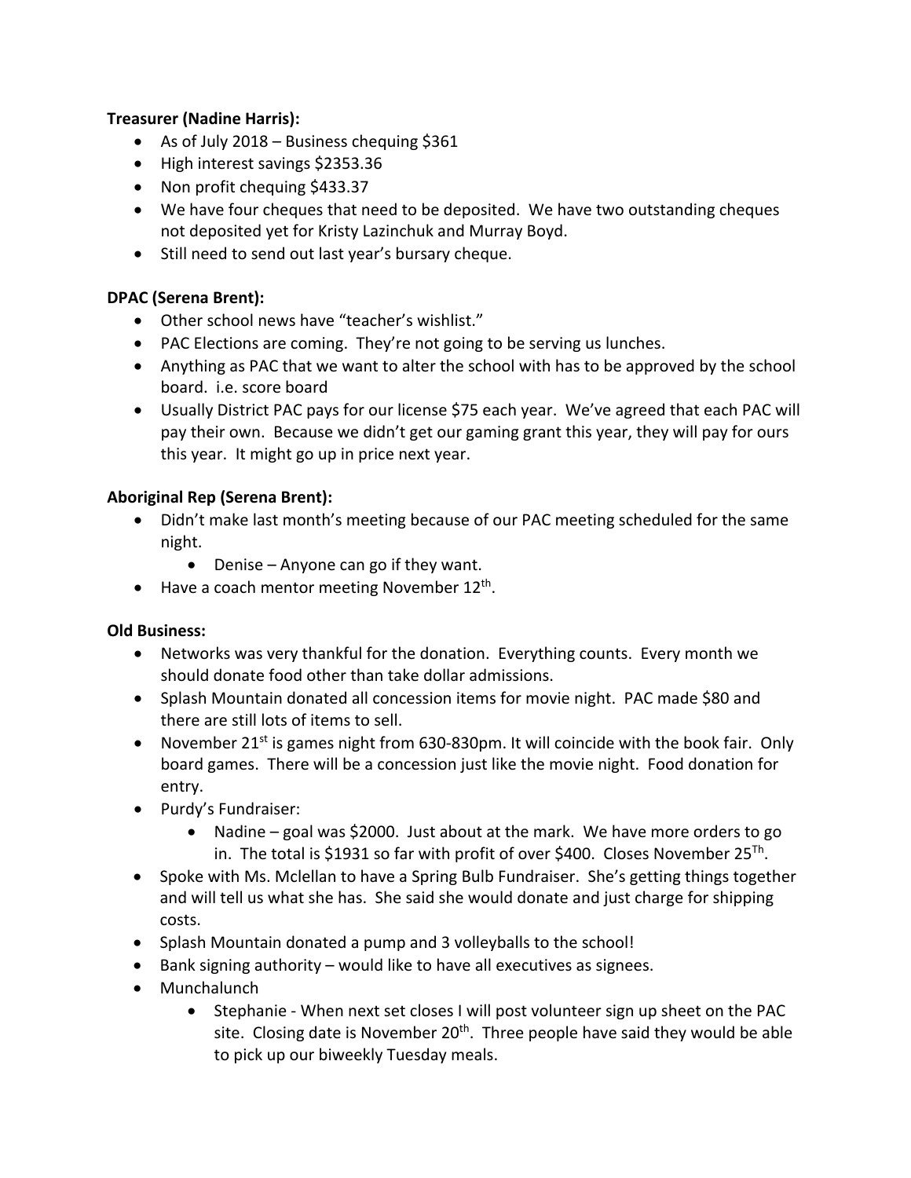**Treasurer (Nadine Harris):**

- As of July 2018 – Business chequing $361
- High interest savings $2353.36
- Non profit chequing $433.37
- We have four cheques that need to be deposited. We have two outstanding cheques not deposited yet for Kristy Lazinchuk and Murray Boyd.
- Still need to send out last year's bursary cheque.

**DPAC (Serena Brent):**

- Other school news have "teacher's wishlist."
- PAC Elections are coming. They're not going to be serving us lunches.
- Anything as PAC that we want to alter the school with has to be approved by the school board. i.e. score board
- Usually District PAC pays for our license $75 each year. We've agreed that each PAC will pay their own. Because we didn't get our gaming grant this year, they will pay for ours this year. It might go up in price next year.

**Aboriginal Rep (Serena Brent):**

- Didn't make last month's meeting because of our PAC meeting scheduled for the same night.
    - Denise – Anyone can go if they want.
- Have a coach mentor meeting November 12th.

**Old Business:**

- Networks was very thankful for the donation. Everything counts. Every month we should donate food other than take dollar admissions.
- Splash Mountain donated all concession items for movie night. PAC made $80 and there are still lots of items to sell.
- November 21st is games night from 630-830pm. It will coincide with the book fair. Only board games. There will be a concession just like the movie night. Food donation for entry.
- Purdy's Fundraiser:
    - Nadine – goal was $2000. Just about at the mark. We have more orders to go in. The total is $1931 so far with profit of over $400. Closes November 25Th.
- Spoke with Ms. Mclellan to have a Spring Bulb Fundraiser. She's getting things together and will tell us what she has. She said she would donate and just charge for shipping costs.
- Splash Mountain donated a pump and 3 volleyballs to the school!
- Bank signing authority – would like to have all executives as signees.
- Munchalunch
    - Stephanie - When next set closes I will post volunteer sign up sheet on the PAC site. Closing date is November 20th. Three people have said they would be able to pick up our biweekly Tuesday meals.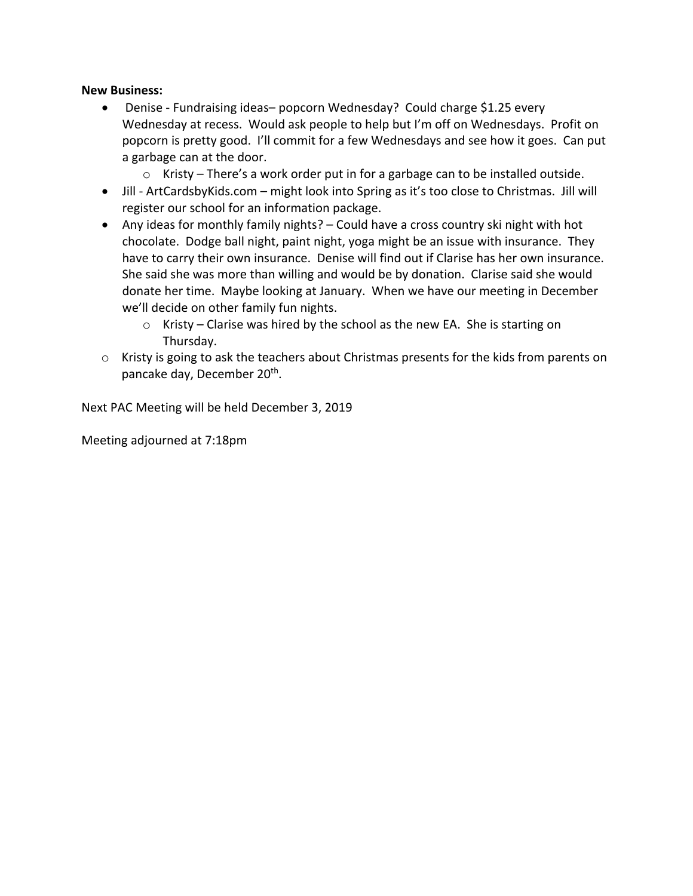**New Business:**

- Denise - Fundraising ideas– popcorn Wednesday? Could charge $1.25 every Wednesday at recess. Would ask people to help but I'm off on Wednesdays. Profit on popcorn is pretty good. I'll commit for a few Wednesdays and see how it goes. Can put a garbage can at the door.
    - Kristy – There's a work order put in for a garbage can to be installed outside.
- Jill - ArtCardsbyKids.com – might look into Spring as it's too close to Christmas. Jill will register our school for an information package.
- Any ideas for monthly family nights? – Could have a cross country ski night with hot chocolate. Dodge ball night, paint night, yoga might be an issue with insurance. They have to carry their own insurance. Denise will find out if Clarise has her own insurance. She said she was more than willing and would be by donation. Clarise said she would donate her time. Maybe looking at January. When we have our meeting in December we'll decide on other family fun nights.
    - Kristy – Clarise was hired by the school as the new EA. She is starting on Thursday.
- Kristy is going to ask the teachers about Christmas presents for the kids from parents on pancake day, December 20th.

Next PAC Meeting will be held December 3, 2019

Meeting adjourned at 7:18pm